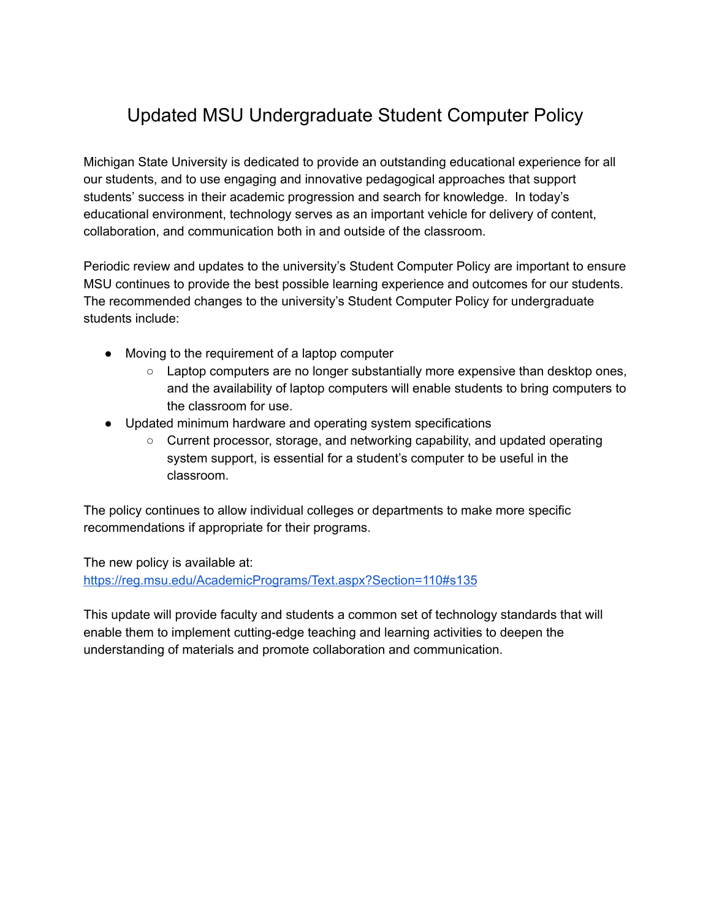# Updated MSU Undergraduate Student Computer Policy

Michigan State University is dedicated to provide an outstanding educational experience for all our students, and to use engaging and innovative pedagogical approaches that support students' success in their academic progression and search for knowledge. In today's educational environment, technology serves as an important vehicle for delivery of content, collaboration, and communication both in and outside of the classroom.

Periodic review and updates to the university's Student Computer Policy are important to ensure MSU continues to provide the best possible learning experience and outcomes for our students. The recommended changes to the university's Student Computer Policy for undergraduate students include:

- Moving to the requirement of a laptop computer
  - Laptop computers are no longer substantially more expensive than desktop ones, and the availability of laptop computers will enable students to bring computers to the classroom for use.
- Updated minimum hardware and operating system specifications
  - Current processor, storage, and networking capability, and updated operating system support, is essential for a student's computer to be useful in the classroom.

The policy continues to allow individual colleges or departments to make more specific recommendations if appropriate for their programs.

The new policy is available at:
https://reg.msu.edu/AcademicPrograms/Text.aspx?Section=110#s135

This update will provide faculty and students a common set of technology standards that will enable them to implement cutting-edge teaching and learning activities to deepen the understanding of materials and promote collaboration and communication.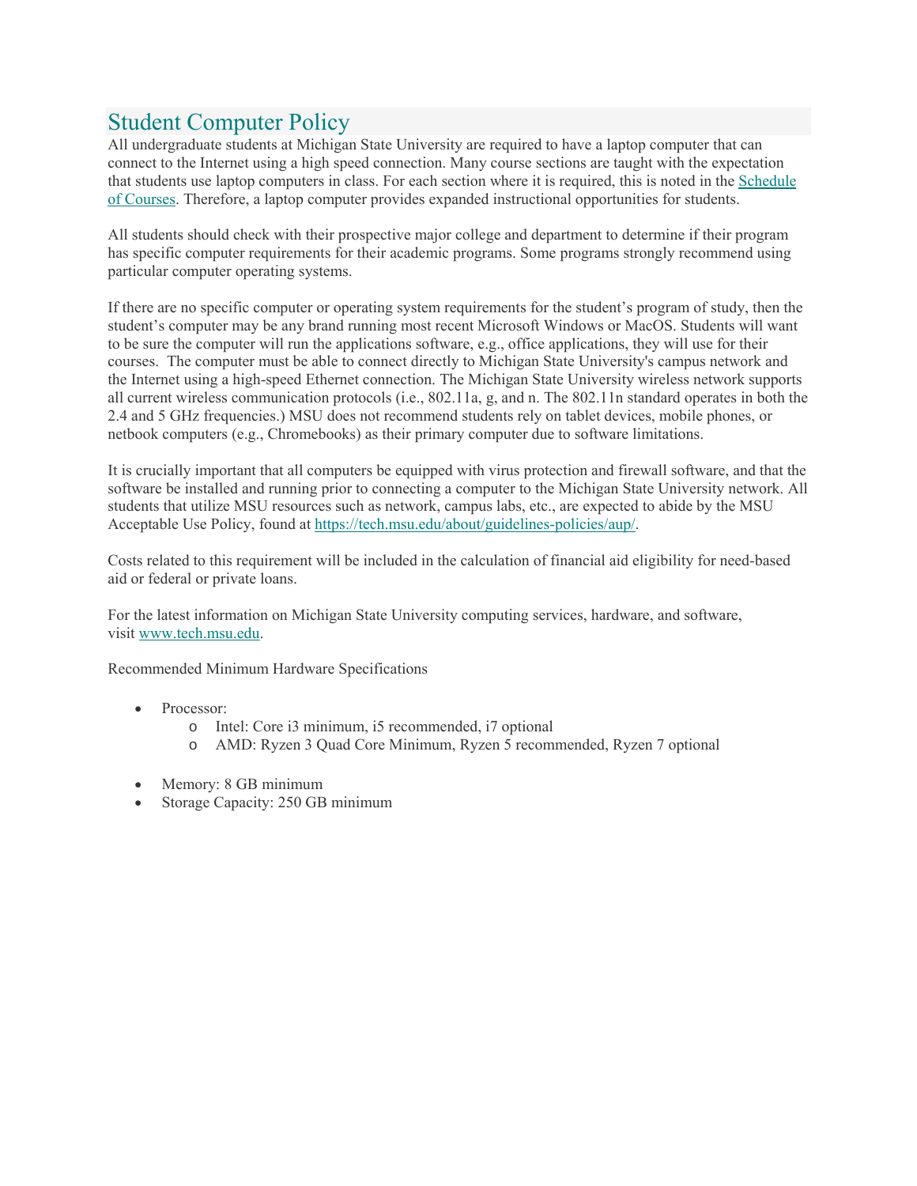# Student Computer Policy

All undergraduate students at Michigan State University are required to have a laptop computer that can connect to the Internet using a high speed connection. Many course sections are taught with the expectation that students use laptop computers in class. For each section where it is required, this is noted in the [Schedule of Courses](). Therefore, a laptop computer provides expanded instructional opportunities for students.

All students should check with their prospective major college and department to determine if their program has specific computer requirements for their academic programs. Some programs strongly recommend using particular computer operating systems.

If there are no specific computer or operating system requirements for the student's program of study, then the student's computer may be any brand running most recent Microsoft Windows or MacOS. Students will want to be sure the computer will run the applications software, e.g., office applications, they will use for their courses. The computer must be able to connect directly to Michigan State University's campus network and the Internet using a high-speed Ethernet connection. The Michigan State University wireless network supports all current wireless communication protocols (i.e., 802.11a, g, and n. The 802.11n standard operates in both the 2.4 and 5 GHz frequencies.) MSU does not recommend students rely on tablet devices, mobile phones, or netbook computers (e.g., Chromebooks) as their primary computer due to software limitations.

It is crucially important that all computers be equipped with virus protection and firewall software, and that the software be installed and running prior to connecting a computer to the Michigan State University network. All students that utilize MSU resources such as network, campus labs, etc., are expected to abide by the MSU Acceptable Use Policy, found at https://tech.msu.edu/about/guidelines-policies/aup/.

Costs related to this requirement will be included in the calculation of financial aid eligibility for need-based aid or federal or private loans.

For the latest information on Michigan State University computing services, hardware, and software, visit www.tech.msu.edu.

Recommended Minimum Hardware Specifications

- Processor:
  - Intel: Core i3 minimum, i5 recommended, i7 optional
  - AMD: Ryzen 3 Quad Core Minimum, Ryzen 5 recommended, Ryzen 7 optional
- Memory: 8 GB minimum
- Storage Capacity: 250 GB minimum